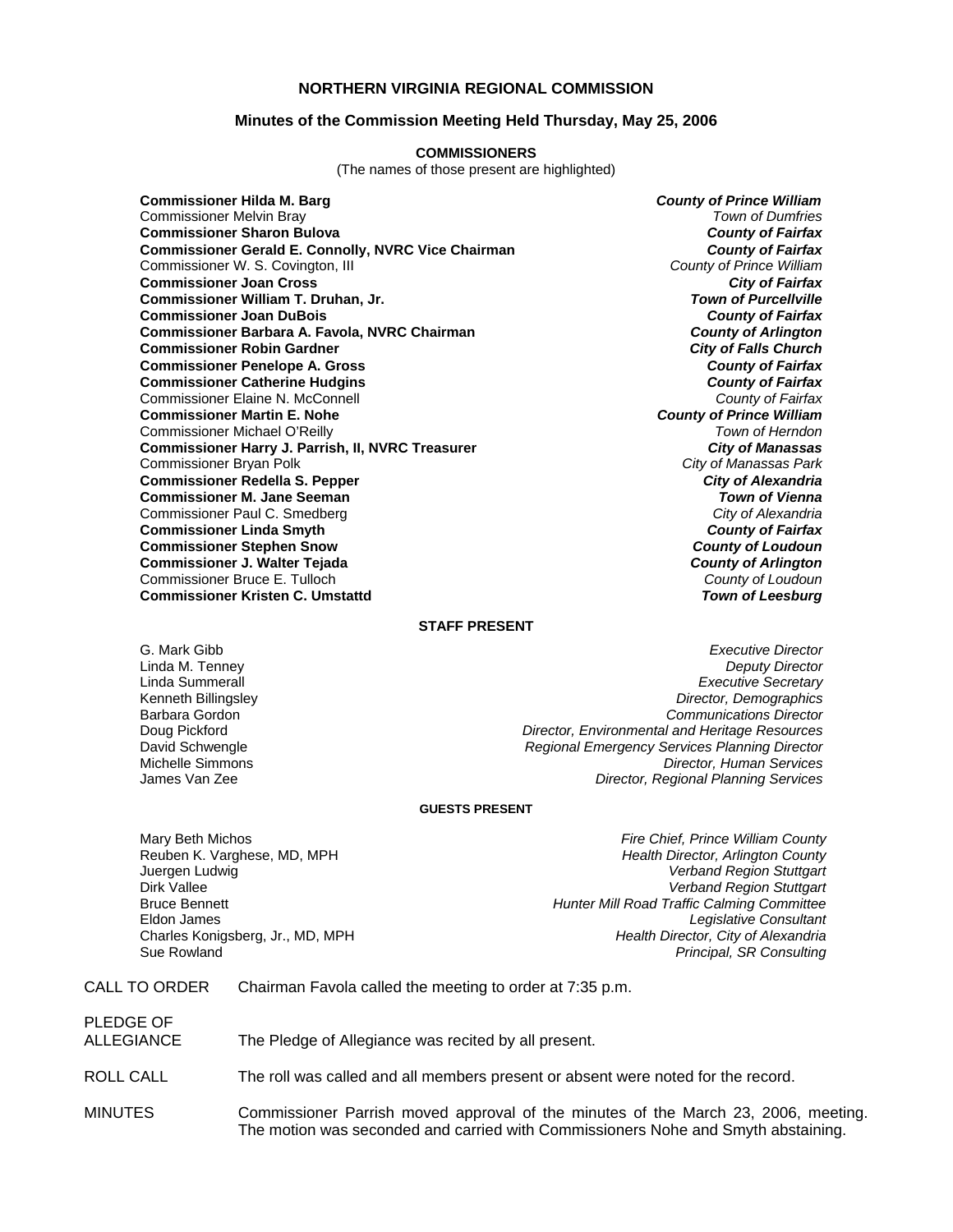# NORTHERN VIRGINIA REGIONAL COMMISSION

## Minutes of the Commission Meeting Held Thursday, May 25, 2006

### COMMISSIONERS

(The names of those present are highlighted)

| | |
|---|---|
| **Commissioner Hilda M. Barg** | ***County of Prince William*** |
| Commissioner Melvin Bray | *Town of Dumfries* |
| **Commissioner Sharon Bulova** | ***County of Fairfax*** |
| **Commissioner Gerald E. Connolly, NVRC Vice Chairman** | ***County of Fairfax*** |
| Commissioner W. S. Covington, III | *County of Prince William* |
| **Commissioner Joan Cross** | ***City of Fairfax*** |
| **Commissioner William T. Druhan, Jr.** | ***Town of Purcellville*** |
| **Commissioner Joan DuBois** | ***County of Fairfax*** |
| **Commissioner Barbara A. Favola, NVRC Chairman** | ***County of Arlington*** |
| **Commissioner Robin Gardner** | ***City of Falls Church*** |
| **Commissioner Penelope A. Gross** | ***County of Fairfax*** |
| **Commissioner Catherine Hudgins** | ***County of Fairfax*** |
| Commissioner Elaine N. McConnell | *County of Fairfax* |
| **Commissioner Martin E. Nohe** | ***County of Prince William*** |
| Commissioner Michael O'Reilly | *Town of Herndon* |
| **Commissioner Harry J. Parrish, II, NVRC Treasurer** | ***City of Manassas*** |
| Commissioner Bryan Polk | *City of Manassas Park* |
| **Commissioner Redella S. Pepper** | ***City of Alexandria*** |
| **Commissioner M. Jane Seeman** | ***Town of Vienna*** |
| Commissioner Paul C. Smedberg | *City of Alexandria* |
| **Commissioner Linda Smyth** | ***County of Fairfax*** |
| **Commissioner Stephen Snow** | ***County of Loudoun*** |
| **Commissioner J. Walter Tejada** | ***County of Arlington*** |
| Commissioner Bruce E. Tulloch | *County of Loudoun* |
| **Commissioner Kristen C. Umstattd** | ***Town of Leesburg*** |

### STAFF PRESENT

| | |
|---|---|
| G. Mark Gibb | *Executive Director* |
| Linda M. Tenney | *Deputy Director* |
| Linda Summerall | *Executive Secretary* |
| Kenneth Billingsley | *Director, Demographics* |
| Barbara Gordon | *Communications Director* |
| Doug Pickford | *Director, Environmental and Heritage Resources* |
| David Schwengle | *Regional Emergency Services Planning Director* |
| Michelle Simmons | *Director, Human Services* |
| James Van Zee | *Director, Regional Planning Services* |

### GUESTS PRESENT

| | |
|---|---|
| Mary Beth Michos | *Fire Chief, Prince William County* |
| Reuben K. Varghese, MD, MPH | *Health Director, Arlington County* |
| Juergen Ludwig | *Verband Region Stuttgart* |
| Dirk Vallee | *Verband Region Stuttgart* |
| Bruce Bennett | *Hunter Mill Road Traffic Calming Committee* |
| Eldon James | *Legislative Consultant* |
| Charles Konigsberg, Jr., MD, MPH | *Health Director, City of Alexandria* |
| Sue Rowland | *Principal, SR Consulting* |

CALL TO ORDER — Chairman Favola called the meeting to order at 7:35 p.m.

PLEDGE OF ALLEGIANCE — The Pledge of Allegiance was recited by all present.

ROLL CALL — The roll was called and all members present or absent were noted for the record.

MINUTES — Commissioner Parrish moved approval of the minutes of the March 23, 2006, meeting. The motion was seconded and carried with Commissioners Nohe and Smyth abstaining.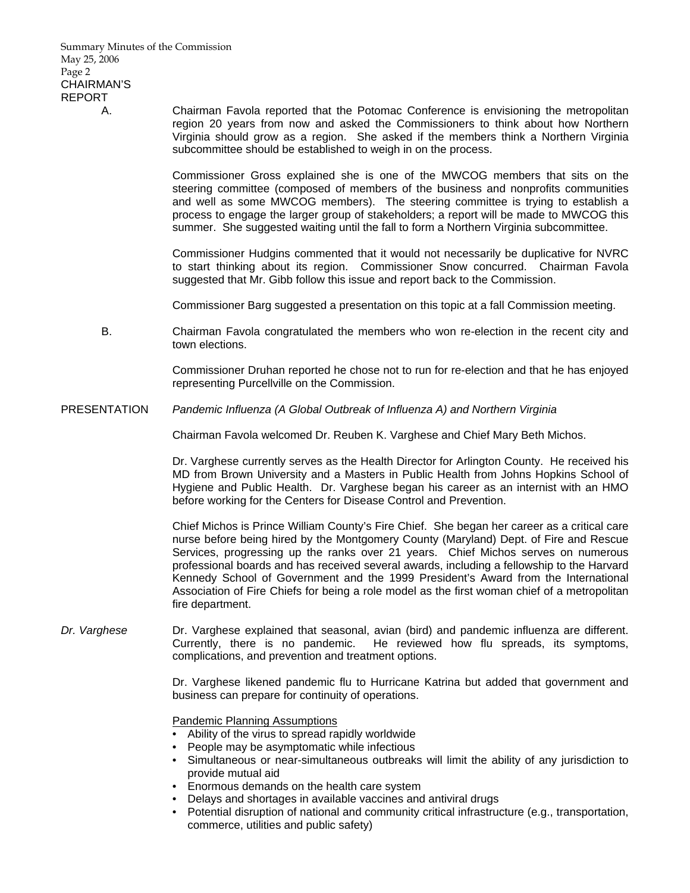CHAIRMAN'S REPORT

A. Chairman Favola reported that the Potomac Conference is envisioning the metropolitan region 20 years from now and asked the Commissioners to think about how Northern Virginia should grow as a region. She asked if the members think a Northern Virginia subcommittee should be established to weigh in on the process.

Commissioner Gross explained she is one of the MWCOG members that sits on the steering committee (composed of members of the business and nonprofits communities and well as some MWCOG members). The steering committee is trying to establish a process to engage the larger group of stakeholders; a report will be made to MWCOG this summer. She suggested waiting until the fall to form a Northern Virginia subcommittee.

Commissioner Hudgins commented that it would not necessarily be duplicative for NVRC to start thinking about its region. Commissioner Snow concurred. Chairman Favola suggested that Mr. Gibb follow this issue and report back to the Commission.

Commissioner Barg suggested a presentation on this topic at a fall Commission meeting.

B. Chairman Favola congratulated the members who won re-election in the recent city and town elections.

Commissioner Druhan reported he chose not to run for re-election and that he has enjoyed representing Purcellville on the Commission.

PRESENTATION *Pandemic Influenza (A Global Outbreak of Influenza A) and Northern Virginia*

Chairman Favola welcomed Dr. Reuben K. Varghese and Chief Mary Beth Michos.

Dr. Varghese currently serves as the Health Director for Arlington County. He received his MD from Brown University and a Masters in Public Health from Johns Hopkins School of Hygiene and Public Health. Dr. Varghese began his career as an internist with an HMO before working for the Centers for Disease Control and Prevention.

Chief Michos is Prince William County's Fire Chief. She began her career as a critical care nurse before being hired by the Montgomery County (Maryland) Dept. of Fire and Rescue Services, progressing up the ranks over 21 years. Chief Michos serves on numerous professional boards and has received several awards, including a fellowship to the Harvard Kennedy School of Government and the 1999 President's Award from the International Association of Fire Chiefs for being a role model as the first woman chief of a metropolitan fire department.

*Dr. Varghese* Dr. Varghese explained that seasonal, avian (bird) and pandemic influenza are different. Currently, there is no pandemic. He reviewed how flu spreads, its symptoms, complications, and prevention and treatment options.

Dr. Varghese likened pandemic flu to Hurricane Katrina but added that government and business can prepare for continuity of operations.

<u>Pandemic Planning Assumptions</u>

- Ability of the virus to spread rapidly worldwide
- People may be asymptomatic while infectious
- Simultaneous or near-simultaneous outbreaks will limit the ability of any jurisdiction to provide mutual aid
- Enormous demands on the health care system
- Delays and shortages in available vaccines and antiviral drugs
- Potential disruption of national and community critical infrastructure (e.g., transportation, commerce, utilities and public safety)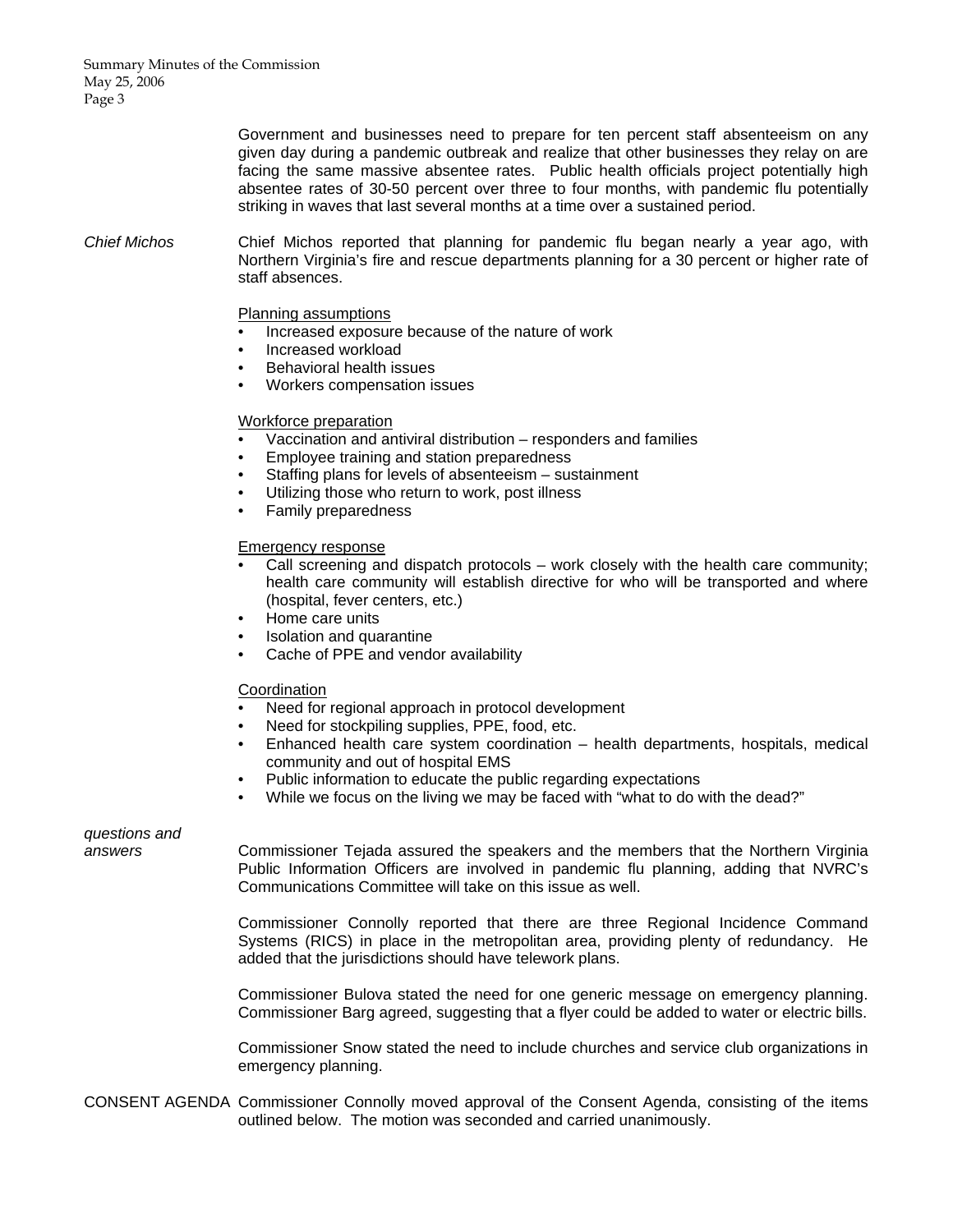Government and businesses need to prepare for ten percent staff absenteeism on any given day during a pandemic outbreak and realize that other businesses they relay on are facing the same massive absentee rates. Public health officials project potentially high absentee rates of 30-50 percent over three to four months, with pandemic flu potentially striking in waves that last several months at a time over a sustained period.

*Chief Michos*

Chief Michos reported that planning for pandemic flu began nearly a year ago, with Northern Virginia's fire and rescue departments planning for a 30 percent or higher rate of staff absences.

<u>Planning assumptions</u>

- Increased exposure because of the nature of work
- Increased workload
- Behavioral health issues
- Workers compensation issues

<u>Workforce preparation</u>

- Vaccination and antiviral distribution – responders and families
- Employee training and station preparedness
- Staffing plans for levels of absenteeism – sustainment
- Utilizing those who return to work, post illness
- Family preparedness

<u>Emergency response</u>

- Call screening and dispatch protocols – work closely with the health care community; health care community will establish directive for who will be transported and where (hospital, fever centers, etc.)
- Home care units
- Isolation and quarantine
- Cache of PPE and vendor availability

<u>Coordination</u>

- Need for regional approach in protocol development
- Need for stockpiling supplies, PPE, food, etc.
- Enhanced health care system coordination – health departments, hospitals, medical community and out of hospital EMS
- Public information to educate the public regarding expectations
- While we focus on the living we may be faced with "what to do with the dead?"

*questions and answers*

Commissioner Tejada assured the speakers and the members that the Northern Virginia Public Information Officers are involved in pandemic flu planning, adding that NVRC's Communications Committee will take on this issue as well.

Commissioner Connolly reported that there are three Regional Incidence Command Systems (RICS) in place in the metropolitan area, providing plenty of redundancy. He added that the jurisdictions should have telework plans.

Commissioner Bulova stated the need for one generic message on emergency planning. Commissioner Barg agreed, suggesting that a flyer could be added to water or electric bills.

Commissioner Snow stated the need to include churches and service club organizations in emergency planning.

CONSENT AGENDA

Commissioner Connolly moved approval of the Consent Agenda, consisting of the items outlined below. The motion was seconded and carried unanimously.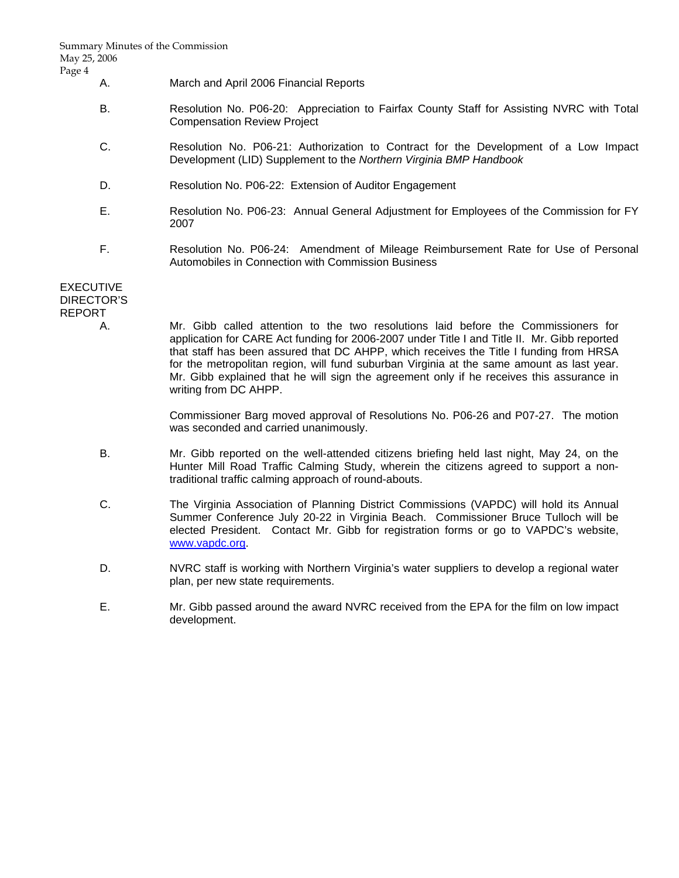A. March and April 2006 Financial Reports

B. Resolution No. P06-20: Appreciation to Fairfax County Staff for Assisting NVRC with Total Compensation Review Project

C. Resolution No. P06-21: Authorization to Contract for the Development of a Low Impact Development (LID) Supplement to the *Northern Virginia BMP Handbook*

D. Resolution No. P06-22: Extension of Auditor Engagement

E. Resolution No. P06-23: Annual General Adjustment for Employees of the Commission for FY 2007

F. Resolution No. P06-24: Amendment of Mileage Reimbursement Rate for Use of Personal Automobiles in Connection with Commission Business

EXECUTIVE DIRECTOR'S REPORT

A. Mr. Gibb called attention to the two resolutions laid before the Commissioners for application for CARE Act funding for 2006-2007 under Title I and Title II. Mr. Gibb reported that staff has been assured that DC AHPP, which receives the Title I funding from HRSA for the metropolitan region, will fund suburban Virginia at the same amount as last year. Mr. Gibb explained that he will sign the agreement only if he receives this assurance in writing from DC AHPP.

Commissioner Barg moved approval of Resolutions No. P06-26 and P07-27. The motion was seconded and carried unanimously.

B. Mr. Gibb reported on the well-attended citizens briefing held last night, May 24, on the Hunter Mill Road Traffic Calming Study, wherein the citizens agreed to support a non-traditional traffic calming approach of round-abouts.

C. The Virginia Association of Planning District Commissions (VAPDC) will hold its Annual Summer Conference July 20-22 in Virginia Beach. Commissioner Bruce Tulloch will be elected President. Contact Mr. Gibb for registration forms or go to VAPDC's website, www.vapdc.org.

D. NVRC staff is working with Northern Virginia's water suppliers to develop a regional water plan, per new state requirements.

E. Mr. Gibb passed around the award NVRC received from the EPA for the film on low impact development.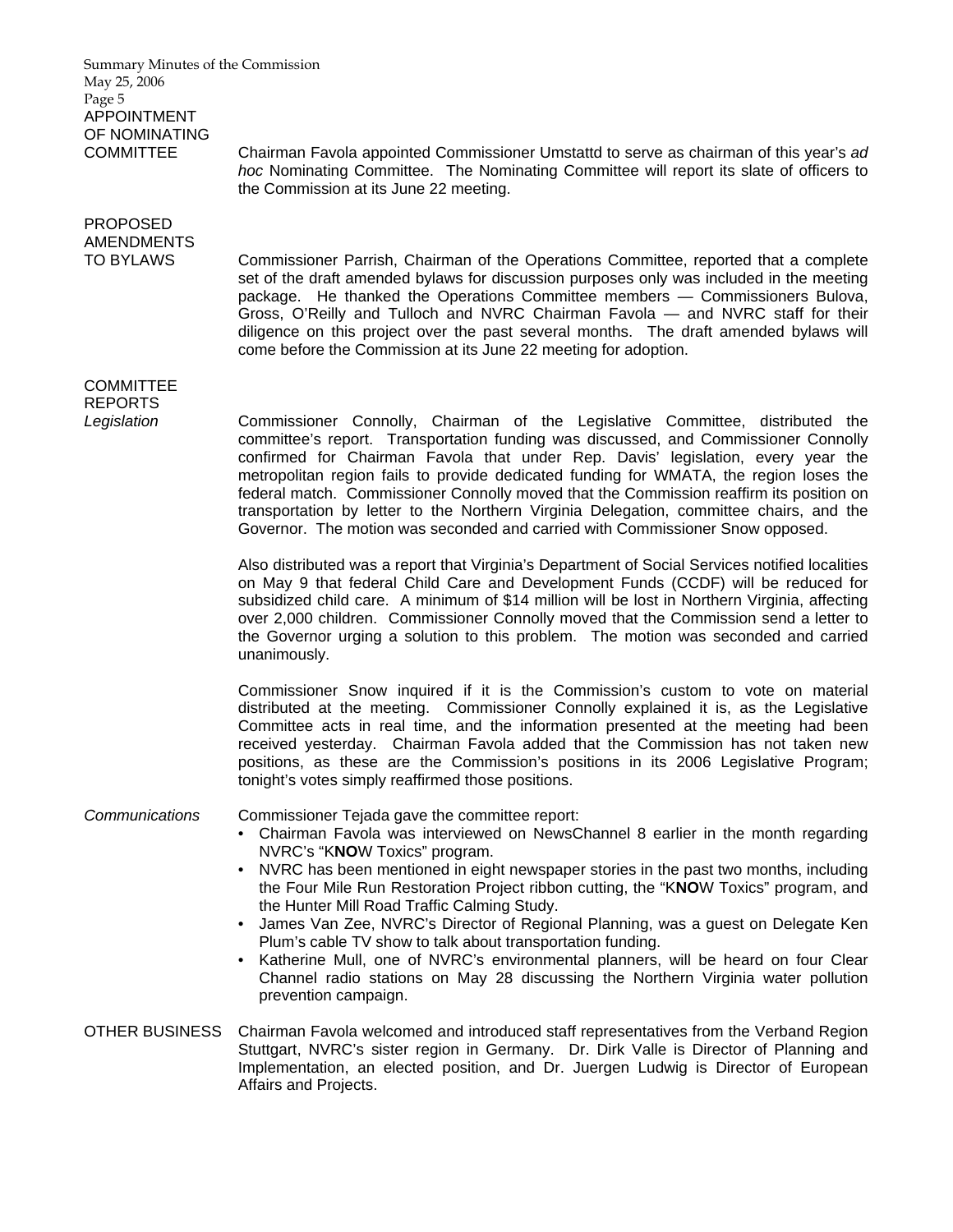## APPOINTMENT OF NOMINATING COMMITTEE

Chairman Favola appointed Commissioner Umstattd to serve as chairman of this year's *ad hoc* Nominating Committee. The Nominating Committee will report its slate of officers to the Commission at its June 22 meeting.

## PROPOSED AMENDMENTS TO BYLAWS

Commissioner Parrish, Chairman of the Operations Committee, reported that a complete set of the draft amended bylaws for discussion purposes only was included in the meeting package. He thanked the Operations Committee members — Commissioners Bulova, Gross, O'Reilly and Tulloch and NVRC Chairman Favola — and NVRC staff for their diligence on this project over the past several months. The draft amended bylaws will come before the Commission at its June 22 meeting for adoption.

## COMMITTEE REPORTS

### *Legislation*

Commissioner Connolly, Chairman of the Legislative Committee, distributed the committee's report. Transportation funding was discussed, and Commissioner Connolly confirmed for Chairman Favola that under Rep. Davis' legislation, every year the metropolitan region fails to provide dedicated funding for WMATA, the region loses the federal match. Commissioner Connolly moved that the Commission reaffirm its position on transportation by letter to the Northern Virginia Delegation, committee chairs, and the Governor. The motion was seconded and carried with Commissioner Snow opposed.

Also distributed was a report that Virginia's Department of Social Services notified localities on May 9 that federal Child Care and Development Funds (CCDF) will be reduced for subsidized child care. A minimum of $14 million will be lost in Northern Virginia, affecting over 2,000 children. Commissioner Connolly moved that the Commission send a letter to the Governor urging a solution to this problem. The motion was seconded and carried unanimously.

Commissioner Snow inquired if it is the Commission's custom to vote on material distributed at the meeting. Commissioner Connolly explained it is, as the Legislative Committee acts in real time, and the information presented at the meeting had been received yesterday. Chairman Favola added that the Commission has not taken new positions, as these are the Commission's positions in its 2006 Legislative Program; tonight's votes simply reaffirmed those positions.

### *Communications*

Commissioner Tejada gave the committee report:

- Chairman Favola was interviewed on NewsChannel 8 earlier in the month regarding NVRC's "K**NO**W Toxics" program.
- NVRC has been mentioned in eight newspaper stories in the past two months, including the Four Mile Run Restoration Project ribbon cutting, the "K**NO**W Toxics" program, and the Hunter Mill Road Traffic Calming Study.
- James Van Zee, NVRC's Director of Regional Planning, was a guest on Delegate Ken Plum's cable TV show to talk about transportation funding.
- Katherine Mull, one of NVRC's environmental planners, will be heard on four Clear Channel radio stations on May 28 discussing the Northern Virginia water pollution prevention campaign.

## OTHER BUSINESS

Chairman Favola welcomed and introduced staff representatives from the Verband Region Stuttgart, NVRC's sister region in Germany. Dr. Dirk Valle is Director of Planning and Implementation, an elected position, and Dr. Juergen Ludwig is Director of European Affairs and Projects.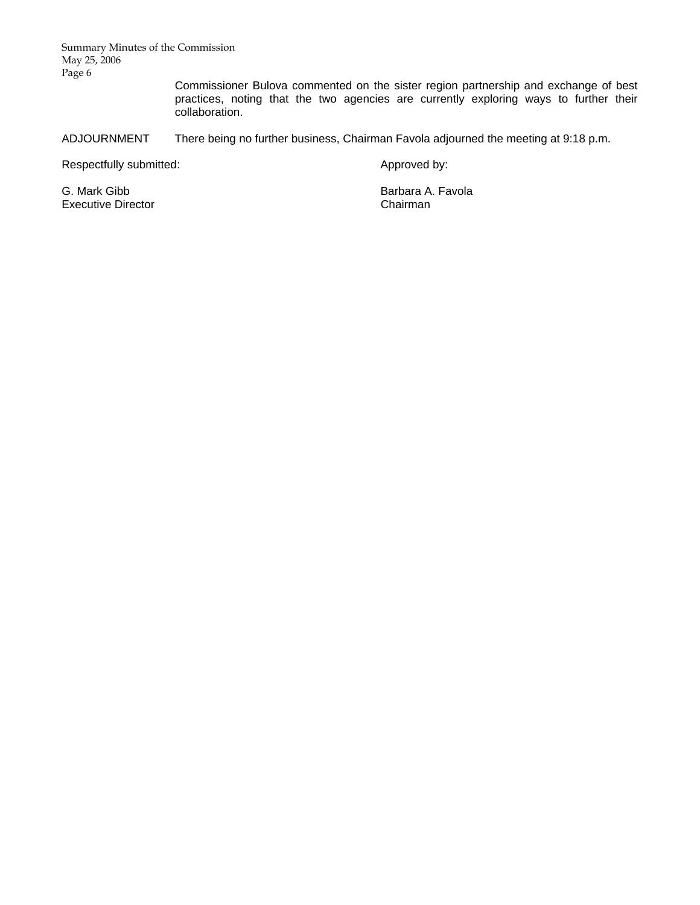Commissioner Bulova commented on the sister region partnership and exchange of best practices, noting that the two agencies are currently exploring ways to further their collaboration.

ADJOURNMENT There being no further business, Chairman Favola adjourned the meeting at 9:18 p.m.

Respectfully submitted:

G. Mark Gibb
Executive Director

Approved by:

Barbara A. Favola
Chairman